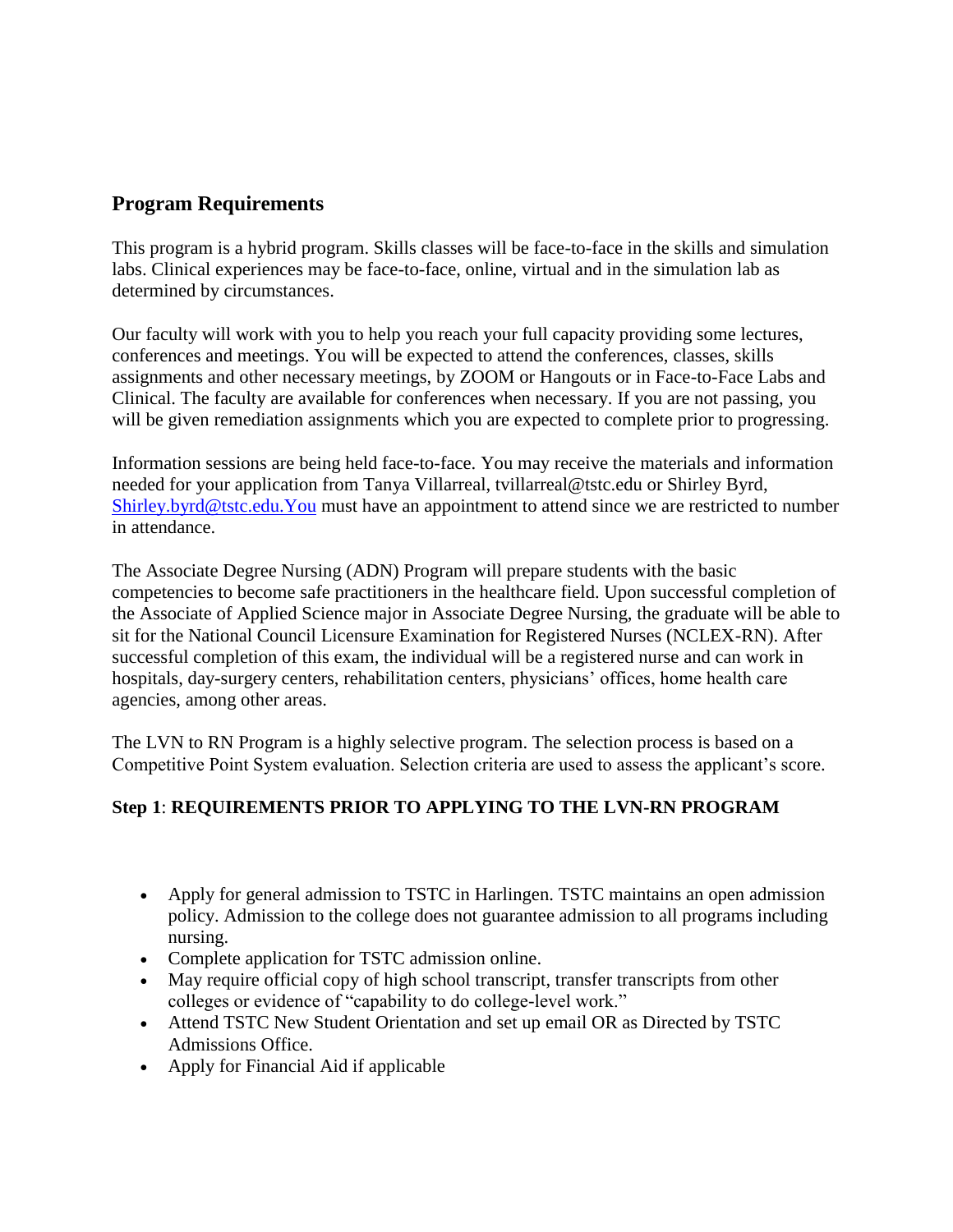## Program Requirements

This program is a hybrid program. Skills classes will be face-to-face in the skills and simulation labs. Clinical experiences may be face-to-face, online, virtual and in the simulation lab as determined by circumstances.

Our faculty will work with you to help you reach your full capacity providing some lectures, conferences and meetings. You will be expected to attend the conferences, classes, skills assignments and other necessary meetings, by ZOOM or Hangouts or in Face-to-Face Labs and Clinical. The faculty are available for conferences when necessary. If you are not passing, you will be given remediation assignments which you are expected to complete prior to progressing.

Information sessions are being held face-to-face. You may receive the materials and information needed for your application from Tanya Villarreal, tvillarreal@tstc.edu or Shirley Byrd, Shirley.byrd@tstc.edu.You must have an appointment to attend since we are restricted to number in attendance.

The Associate Degree Nursing (ADN) Program will prepare students with the basic competencies to become safe practitioners in the healthcare field. Upon successful completion of the Associate of Applied Science major in Associate Degree Nursing, the graduate will be able to sit for the National Council Licensure Examination for Registered Nurses (NCLEX-RN). After successful completion of this exam, the individual will be a registered nurse and can work in hospitals, day-surgery centers, rehabilitation centers, physicians' offices, home health care agencies, among other areas.

The LVN to RN Program is a highly selective program. The selection process is based on a Competitive Point System evaluation. Selection criteria are used to assess the applicant's score.

**Step 1**: **REQUIREMENTS PRIOR TO APPLYING TO THE LVN-RN PROGRAM**

- Apply for general admission to TSTC in Harlingen. TSTC maintains an open admission policy. Admission to the college does not guarantee admission to all programs including nursing.
- Complete application for TSTC admission online.
- May require official copy of high school transcript, transfer transcripts from other colleges or evidence of "capability to do college-level work."
- Attend TSTC New Student Orientation and set up email OR as Directed by TSTC Admissions Office.
- Apply for Financial Aid if applicable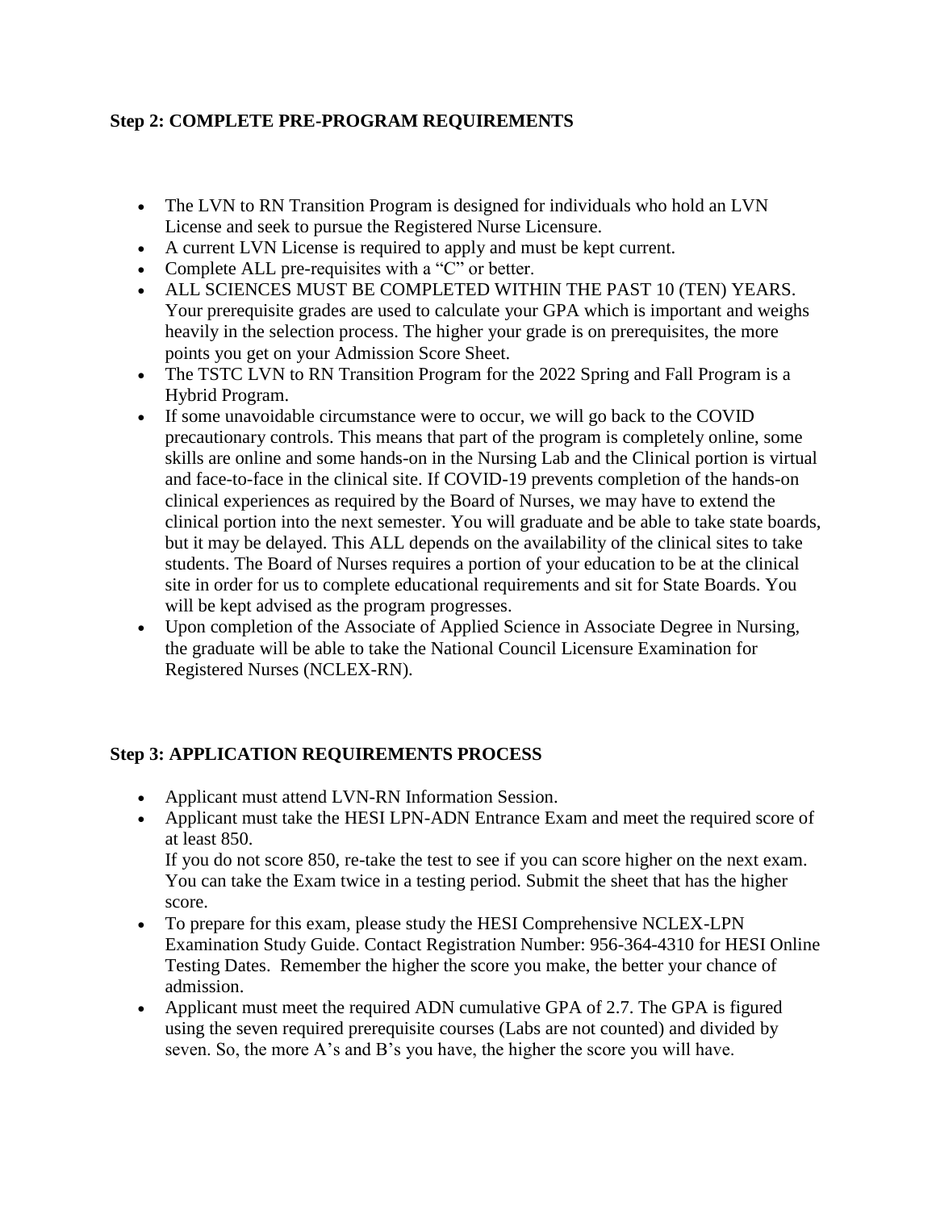**Step 2: COMPLETE PRE-PROGRAM REQUIREMENTS**

- The LVN to RN Transition Program is designed for individuals who hold an LVN License and seek to pursue the Registered Nurse Licensure.
- A current LVN License is required to apply and must be kept current.
- Complete ALL pre-requisites with a "C" or better.
- ALL SCIENCES MUST BE COMPLETED WITHIN THE PAST 10 (TEN) YEARS. Your prerequisite grades are used to calculate your GPA which is important and weighs heavily in the selection process. The higher your grade is on prerequisites, the more points you get on your Admission Score Sheet.
- The TSTC LVN to RN Transition Program for the 2022 Spring and Fall Program is a Hybrid Program.
- If some unavoidable circumstance were to occur, we will go back to the COVID precautionary controls. This means that part of the program is completely online, some skills are online and some hands-on in the Nursing Lab and the Clinical portion is virtual and face-to-face in the clinical site. If COVID-19 prevents completion of the hands-on clinical experiences as required by the Board of Nurses, we may have to extend the clinical portion into the next semester. You will graduate and be able to take state boards, but it may be delayed. This ALL depends on the availability of the clinical sites to take students. The Board of Nurses requires a portion of your education to be at the clinical site in order for us to complete educational requirements and sit for State Boards. You will be kept advised as the program progresses.
- Upon completion of the Associate of Applied Science in Associate Degree in Nursing, the graduate will be able to take the National Council Licensure Examination for Registered Nurses (NCLEX-RN).

**Step 3: APPLICATION REQUIREMENTS PROCESS**

- Applicant must attend LVN-RN Information Session.
- Applicant must take the HESI LPN-ADN Entrance Exam and meet the required score of at least 850.
  If you do not score 850, re-take the test to see if you can score higher on the next exam. You can take the Exam twice in a testing period. Submit the sheet that has the higher score.
- To prepare for this exam, please study the HESI Comprehensive NCLEX-LPN Examination Study Guide. Contact Registration Number: 956-364-4310 for HESI Online Testing Dates. Remember the higher the score you make, the better your chance of admission.
- Applicant must meet the required ADN cumulative GPA of 2.7. The GPA is figured using the seven required prerequisite courses (Labs are not counted) and divided by seven. So, the more A's and B's you have, the higher the score you will have.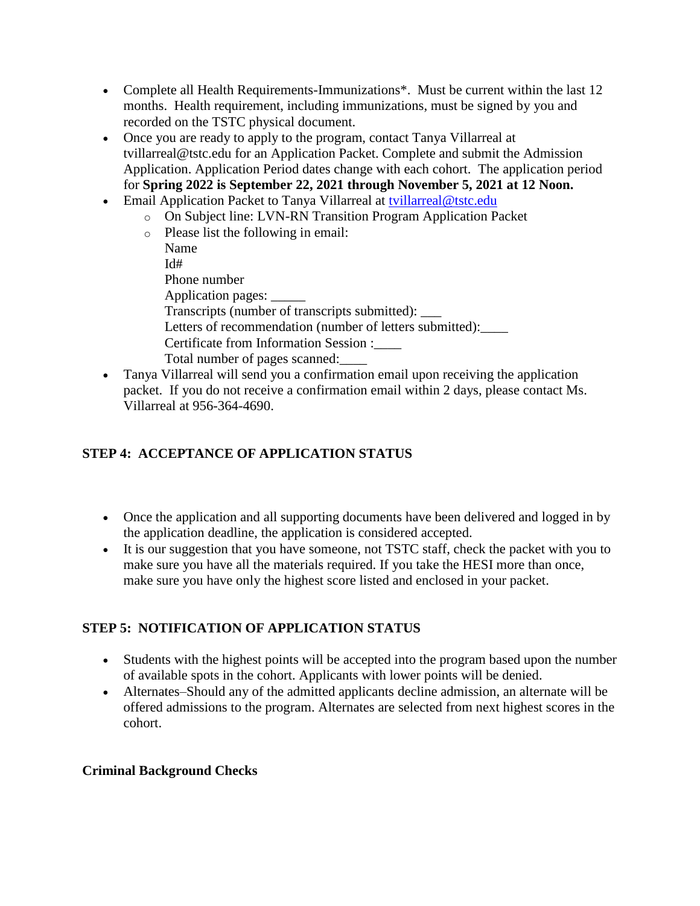- Complete all Health Requirements-Immunizations*. Must be current within the last 12 months. Health requirement, including immunizations, must be signed by you and recorded on the TSTC physical document.
- Once you are ready to apply to the program, contact Tanya Villarreal at tvillarreal@tstc.edu for an Application Packet. Complete and submit the Admission Application. Application Period dates change with each cohort. The application period for **Spring 2022 is September 22, 2021 through November 5, 2021 at 12 Noon.**
- Email Application Packet to Tanya Villarreal at tvillarreal@tstc.edu
    - On Subject line: LVN-RN Transition Program Application Packet
    - Please list the following in email:
      Name
      Id#
      Phone number
      Application pages: _____
      Transcripts (number of transcripts submitted): ___
      Letters of recommendation (number of letters submitted):____
      Certificate from Information Session :____
      Total number of pages scanned:____
- Tanya Villarreal will send you a confirmation email upon receiving the application packet. If you do not receive a confirmation email within 2 days, please contact Ms. Villarreal at 956-364-4690.

## STEP 4: ACCEPTANCE OF APPLICATION STATUS

- Once the application and all supporting documents have been delivered and logged in by the application deadline, the application is considered accepted.
- It is our suggestion that you have someone, not TSTC staff, check the packet with you to make sure you have all the materials required. If you take the HESI more than once, make sure you have only the highest score listed and enclosed in your packet.

## STEP 5: NOTIFICATION OF APPLICATION STATUS

- Students with the highest points will be accepted into the program based upon the number of available spots in the cohort. Applicants with lower points will be denied.
- Alternates–Should any of the admitted applicants decline admission, an alternate will be offered admissions to the program. Alternates are selected from next highest scores in the cohort.

## Criminal Background Checks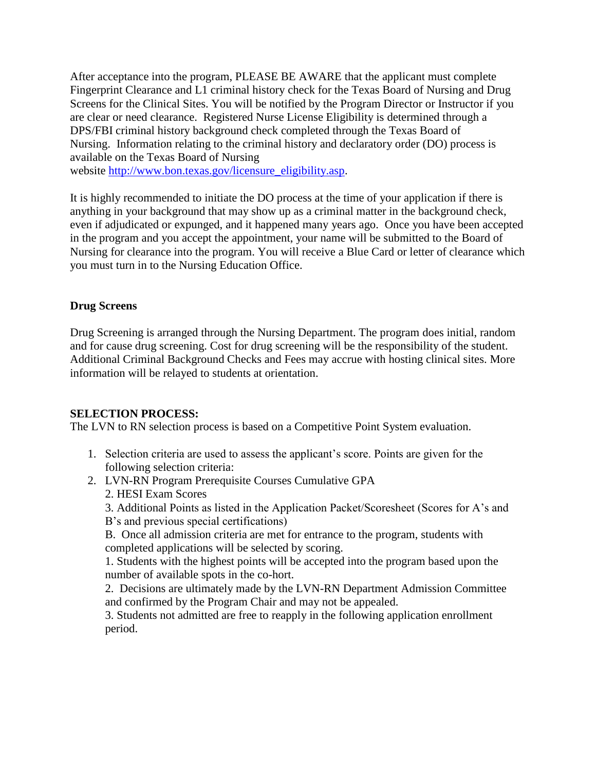After acceptance into the program, PLEASE BE AWARE that the applicant must complete Fingerprint Clearance and L1 criminal history check for the Texas Board of Nursing and Drug Screens for the Clinical Sites. You will be notified by the Program Director or Instructor if you are clear or need clearance. Registered Nurse License Eligibility is determined through a DPS/FBI criminal history background check completed through the Texas Board of Nursing. Information relating to the criminal history and declaratory order (DO) process is available on the Texas Board of Nursing website [http://www.bon.texas.gov/licensure_eligibility.asp](http://www.bon.texas.gov/licensure_eligibility.asp).

It is highly recommended to initiate the DO process at the time of your application if there is anything in your background that may show up as a criminal matter in the background check, even if adjudicated or expunged, and it happened many years ago. Once you have been accepted in the program and you accept the appointment, your name will be submitted to the Board of Nursing for clearance into the program. You will receive a Blue Card or letter of clearance which you must turn in to the Nursing Education Office.

**Drug Screens**

Drug Screening is arranged through the Nursing Department. The program does initial, random and for cause drug screening. Cost for drug screening will be the responsibility of the student. Additional Criminal Background Checks and Fees may accrue with hosting clinical sites. More information will be relayed to students at orientation.

**SELECTION PROCESS:**

The LVN to RN selection process is based on a Competitive Point System evaluation.

1. Selection criteria are used to assess the applicant's score. Points are given for the following selection criteria:
2. LVN-RN Program Prerequisite Courses Cumulative GPA

   2. HESI Exam Scores

   3. Additional Points as listed in the Application Packet/Scoresheet (Scores for A's and B's and previous special certifications)

   B. Once all admission criteria are met for entrance to the program, students with completed applications will be selected by scoring.

   1. Students with the highest points will be accepted into the program based upon the number of available spots in the co-hort.

   2. Decisions are ultimately made by the LVN-RN Department Admission Committee and confirmed by the Program Chair and may not be appealed.

   3. Students not admitted are free to reapply in the following application enrollment period.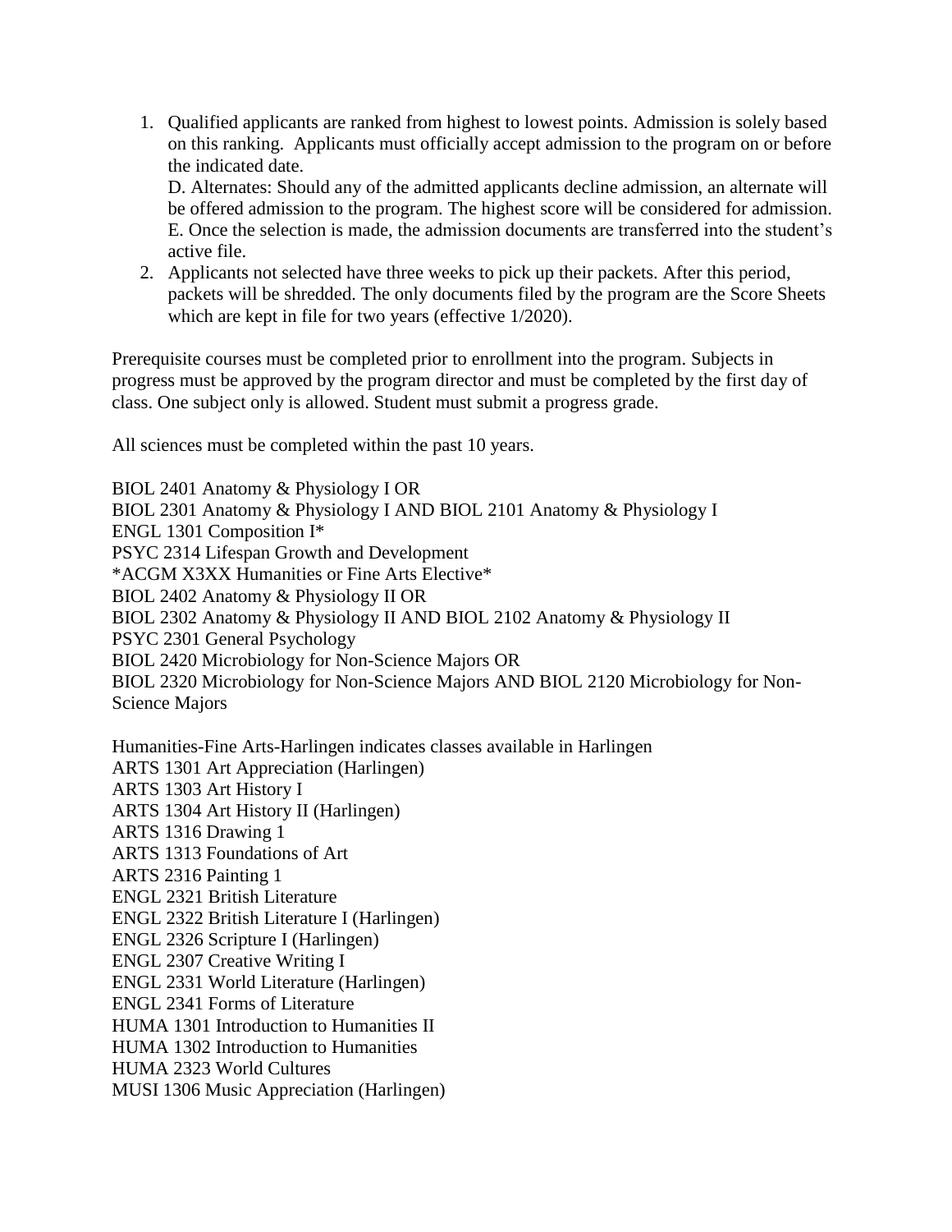1. Qualified applicants are ranked from highest to lowest points. Admission is solely based on this ranking. Applicants must officially accept admission to the program on or before the indicated date.
   D. Alternates: Should any of the admitted applicants decline admission, an alternate will be offered admission to the program. The highest score will be considered for admission.
   E. Once the selection is made, the admission documents are transferred into the student's active file.
2. Applicants not selected have three weeks to pick up their packets. After this period, packets will be shredded. The only documents filed by the program are the Score Sheets which are kept in file for two years (effective 1/2020).

Prerequisite courses must be completed prior to enrollment into the program. Subjects in progress must be approved by the program director and must be completed by the first day of class. One subject only is allowed. Student must submit a progress grade.

All sciences must be completed within the past 10 years.

BIOL 2401 Anatomy & Physiology I OR
BIOL 2301 Anatomy & Physiology I AND BIOL 2101 Anatomy & Physiology I
ENGL 1301 Composition I*
PSYC 2314 Lifespan Growth and Development
*ACGM X3XX Humanities or Fine Arts Elective*
BIOL 2402 Anatomy & Physiology II OR
BIOL 2302 Anatomy & Physiology II AND BIOL 2102 Anatomy & Physiology II
PSYC 2301 General Psychology
BIOL 2420 Microbiology for Non-Science Majors OR
BIOL 2320 Microbiology for Non-Science Majors AND BIOL 2120 Microbiology for Non-Science Majors

Humanities-Fine Arts-Harlingen indicates classes available in Harlingen
ARTS 1301 Art Appreciation (Harlingen)
ARTS 1303 Art History I
ARTS 1304 Art History II (Harlingen)
ARTS 1316 Drawing 1
ARTS 1313 Foundations of Art
ARTS 2316 Painting 1
ENGL 2321 British Literature
ENGL 2322 British Literature I (Harlingen)
ENGL 2326 Scripture I (Harlingen)
ENGL 2307 Creative Writing I
ENGL 2331 World Literature (Harlingen)
ENGL 2341 Forms of Literature
HUMA 1301 Introduction to Humanities II
HUMA 1302 Introduction to Humanities
HUMA 2323 World Cultures
MUSI 1306 Music Appreciation (Harlingen)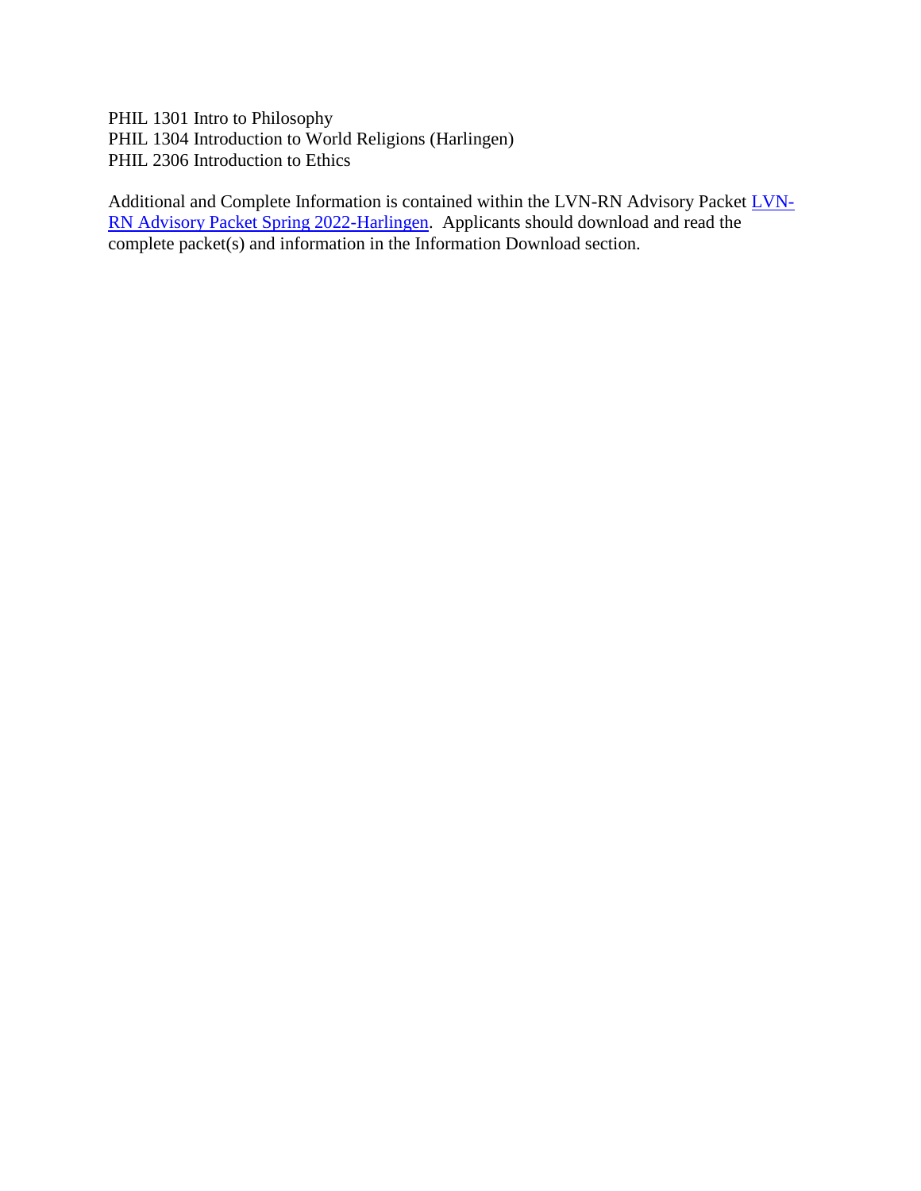PHIL 1301 Intro to Philosophy
PHIL 1304 Introduction to World Religions (Harlingen)
PHIL 2306 Introduction to Ethics

Additional and Complete Information is contained within the LVN-RN Advisory Packet LVN-RN Advisory Packet Spring 2022-Harlingen. Applicants should download and read the complete packet(s) and information in the Information Download section.